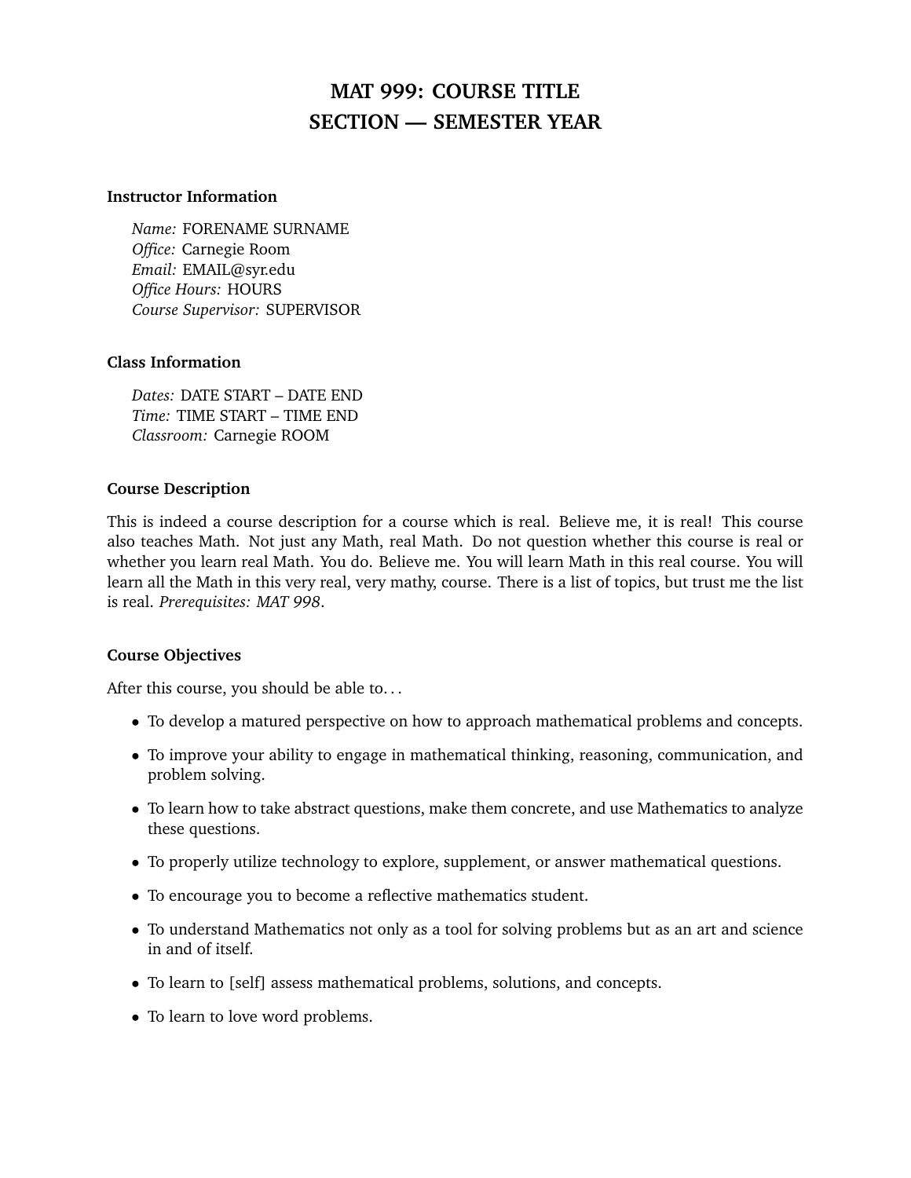# MAT 999: COURSE TITLE
# SECTION — SEMESTER YEAR

### Instructor Information

*Name:* FORENAME SURNAME
*Office:* Carnegie Room
*Email:* EMAIL@syr.edu
*Office Hours:* HOURS
*Course Supervisor:* SUPERVISOR

### Class Information

*Dates:* DATE START – DATE END
*Time:* TIME START – TIME END
*Classroom:* Carnegie ROOM

### Course Description

This is indeed a course description for a course which is real. Believe me, it is real! This course also teaches Math. Not just any Math, real Math. Do not question whether this course is real or whether you learn real Math. You do. Believe me. You will learn Math in this real course. You will learn all the Math in this very real, very mathy, course. There is a list of topics, but trust me the list is real. *Prerequisites: MAT 998*.

### Course Objectives

After this course, you should be able to…

- To develop a matured perspective on how to approach mathematical problems and concepts.
- To improve your ability to engage in mathematical thinking, reasoning, communication, and problem solving.
- To learn how to take abstract questions, make them concrete, and use Mathematics to analyze these questions.
- To properly utilize technology to explore, supplement, or answer mathematical questions.
- To encourage you to become a reflective mathematics student.
- To understand Mathematics not only as a tool for solving problems but as an art and science in and of itself.
- To learn to [self] assess mathematical problems, solutions, and concepts.
- To learn to love word problems.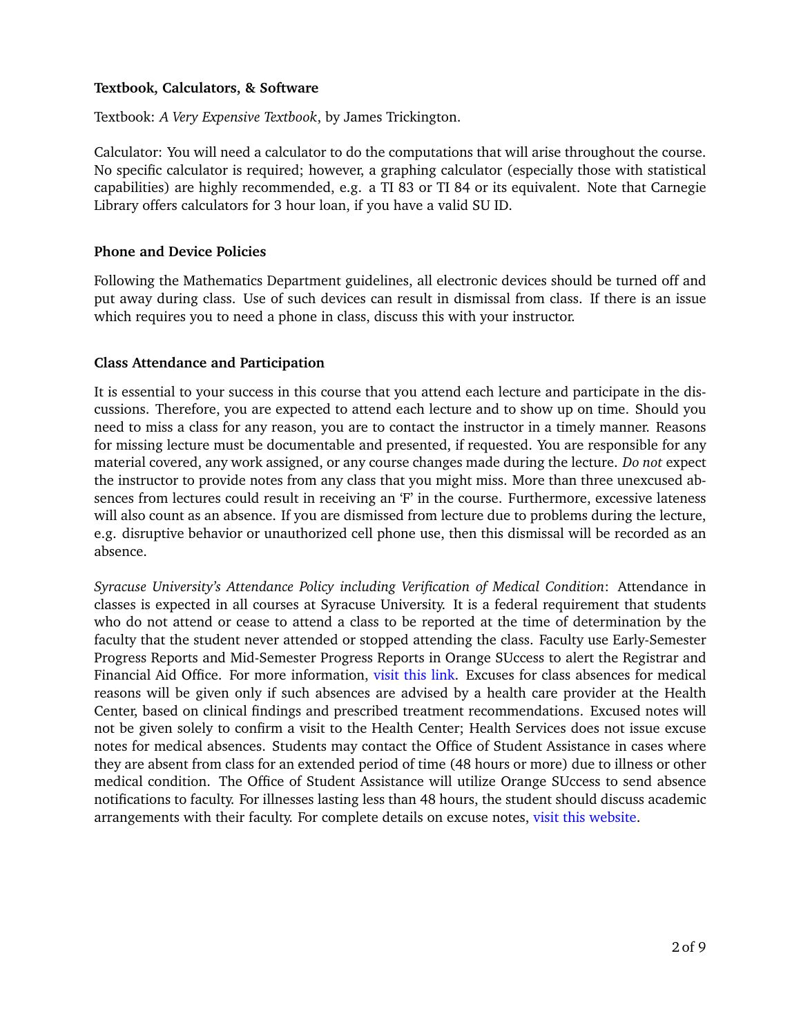**Textbook, Calculators, & Software**

Textbook: *A Very Expensive Textbook*, by James Trickington.

Calculator: You will need a calculator to do the computations that will arise throughout the course. No specific calculator is required; however, a graphing calculator (especially those with statistical capabilities) are highly recommended, e.g. a TI 83 or TI 84 or its equivalent. Note that Carnegie Library offers calculators for 3 hour loan, if you have a valid SU ID.

**Phone and Device Policies**

Following the Mathematics Department guidelines, all electronic devices should be turned off and put away during class. Use of such devices can result in dismissal from class. If there is an issue which requires you to need a phone in class, discuss this with your instructor.

**Class Attendance and Participation**

It is essential to your success in this course that you attend each lecture and participate in the discussions. Therefore, you are expected to attend each lecture and to show up on time. Should you need to miss a class for any reason, you are to contact the instructor in a timely manner. Reasons for missing lecture must be documentable and presented, if requested. You are responsible for any material covered, any work assigned, or any course changes made during the lecture. *Do not* expect the instructor to provide notes from any class that you might miss. More than three unexcused absences from lectures could result in receiving an 'F' in the course. Furthermore, excessive lateness will also count as an absence. If you are dismissed from lecture due to problems during the lecture, e.g. disruptive behavior or unauthorized cell phone use, then this dismissal will be recorded as an absence.

*Syracuse University's Attendance Policy including Verification of Medical Condition*: Attendance in classes is expected in all courses at Syracuse University. It is a federal requirement that students who do not attend or cease to attend a class to be reported at the time of determination by the faculty that the student never attended or stopped attending the class. Faculty use Early-Semester Progress Reports and Mid-Semester Progress Reports in Orange SUccess to alert the Registrar and Financial Aid Office. For more information, visit this link. Excuses for class absences for medical reasons will be given only if such absences are advised by a health care provider at the Health Center, based on clinical findings and prescribed treatment recommendations. Excused notes will not be given solely to confirm a visit to the Health Center; Health Services does not issue excuse notes for medical absences. Students may contact the Office of Student Assistance in cases where they are absent from class for an extended period of time (48 hours or more) due to illness or other medical condition. The Office of Student Assistance will utilize Orange SUccess to send absence notifications to faculty. For illnesses lasting less than 48 hours, the student should discuss academic arrangements with their faculty. For complete details on excuse notes, visit this website.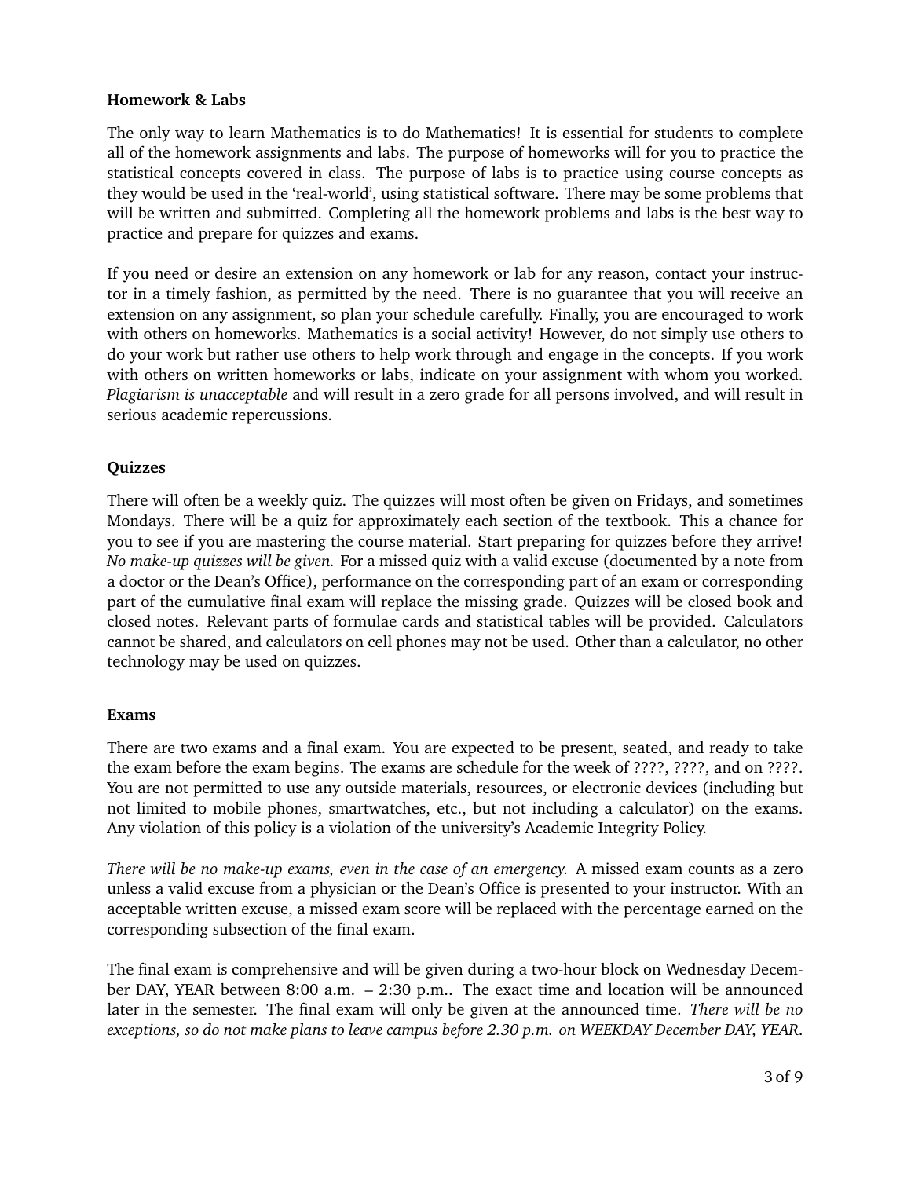**Homework & Labs**

The only way to learn Mathematics is to do Mathematics! It is essential for students to complete all of the homework assignments and labs. The purpose of homeworks will for you to practice the statistical concepts covered in class. The purpose of labs is to practice using course concepts as they would be used in the 'real-world', using statistical software. There may be some problems that will be written and submitted. Completing all the homework problems and labs is the best way to practice and prepare for quizzes and exams.

If you need or desire an extension on any homework or lab for any reason, contact your instructor in a timely fashion, as permitted by the need. There is no guarantee that you will receive an extension on any assignment, so plan your schedule carefully. Finally, you are encouraged to work with others on homeworks. Mathematics is a social activity! However, do not simply use others to do your work but rather use others to help work through and engage in the concepts. If you work with others on written homeworks or labs, indicate on your assignment with whom you worked. *Plagiarism is unacceptable* and will result in a zero grade for all persons involved, and will result in serious academic repercussions.

**Quizzes**

There will often be a weekly quiz. The quizzes will most often be given on Fridays, and sometimes Mondays. There will be a quiz for approximately each section of the textbook. This a chance for you to see if you are mastering the course material. Start preparing for quizzes before they arrive! *No make-up quizzes will be given.* For a missed quiz with a valid excuse (documented by a note from a doctor or the Dean's Office), performance on the corresponding part of an exam or corresponding part of the cumulative final exam will replace the missing grade. Quizzes will be closed book and closed notes. Relevant parts of formulae cards and statistical tables will be provided. Calculators cannot be shared, and calculators on cell phones may not be used. Other than a calculator, no other technology may be used on quizzes.

**Exams**

There are two exams and a final exam. You are expected to be present, seated, and ready to take the exam before the exam begins. The exams are schedule for the week of ????, ????, and on ????. You are not permitted to use any outside materials, resources, or electronic devices (including but not limited to mobile phones, smartwatches, etc., but not including a calculator) on the exams. Any violation of this policy is a violation of the university's Academic Integrity Policy.

*There will be no make-up exams, even in the case of an emergency.* A missed exam counts as a zero unless a valid excuse from a physician or the Dean's Office is presented to your instructor. With an acceptable written excuse, a missed exam score will be replaced with the percentage earned on the corresponding subsection of the final exam.

The final exam is comprehensive and will be given during a two-hour block on Wednesday December DAY, YEAR between 8:00 a.m. – 2:30 p.m.. The exact time and location will be announced later in the semester. The final exam will only be given at the announced time. *There will be no exceptions, so do not make plans to leave campus before 2.30 p.m. on WEEKDAY December DAY, YEAR.*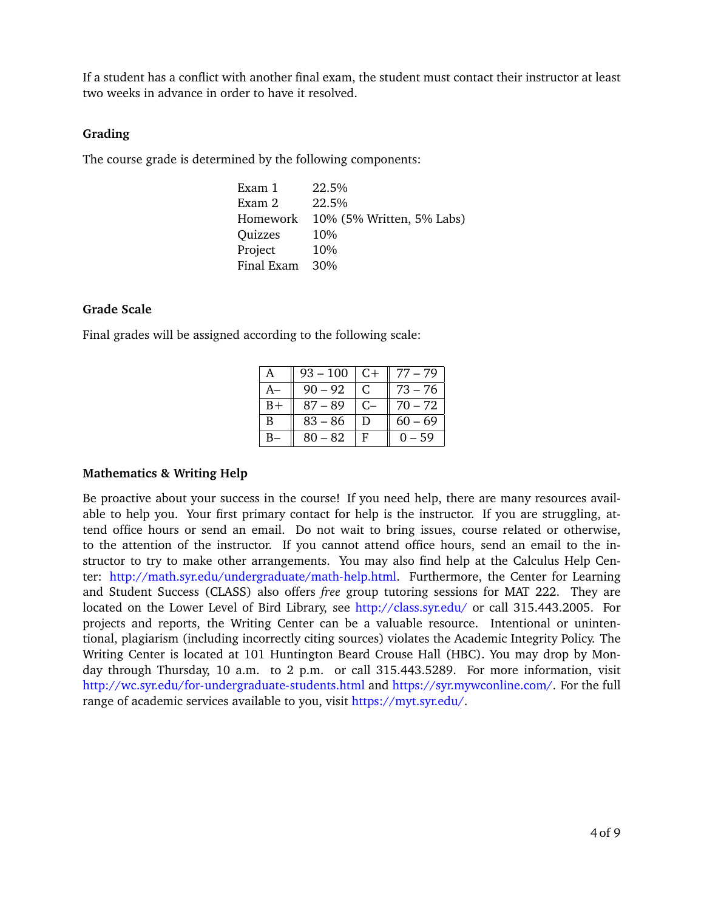If a student has a conflict with another final exam, the student must contact their instructor at least two weeks in advance in order to have it resolved.

### Grading

The course grade is determined by the following components:

| | |
|---|---|
| Exam 1 | 22.5% |
| Exam 2 | 22.5% |
| Homework | 10% (5% Written, 5% Labs) |
| Quizzes | 10% |
| Project | 10% |
| Final Exam | 30% |

### Grade Scale

Final grades will be assigned according to the following scale:

| | | | |
|---|---|---|---|
| A | 93 – 100 | C+ | 77 – 79 |
| A– | 90 – 92 | C | 73 – 76 |
| B+ | 87 – 89 | C– | 70 – 72 |
| B | 83 – 86 | D | 60 – 69 |
| B– | 80 – 82 | F | 0 – 59 |

### Mathematics & Writing Help

Be proactive about your success in the course! If you need help, there are many resources available to help you. Your first primary contact for help is the instructor. If you are struggling, attend office hours or send an email. Do not wait to bring issues, course related or otherwise, to the attention of the instructor. If you cannot attend office hours, send an email to the instructor to try to make other arrangements. You may also find help at the Calculus Help Center: http://math.syr.edu/undergraduate/math-help.html. Furthermore, the Center for Learning and Student Success (CLASS) also offers *free* group tutoring sessions for MAT 222. They are located on the Lower Level of Bird Library, see http://class.syr.edu/ or call 315.443.2005. For projects and reports, the Writing Center can be a valuable resource. Intentional or unintentional, plagiarism (including incorrectly citing sources) violates the Academic Integrity Policy. The Writing Center is located at 101 Huntington Beard Crouse Hall (HBC). You may drop by Monday through Thursday, 10 a.m. to 2 p.m. or call 315.443.5289. For more information, visit http://wc.syr.edu/for-undergraduate-students.html and https://syr.mywconline.com/. For the full range of academic services available to you, visit https://myt.syr.edu/.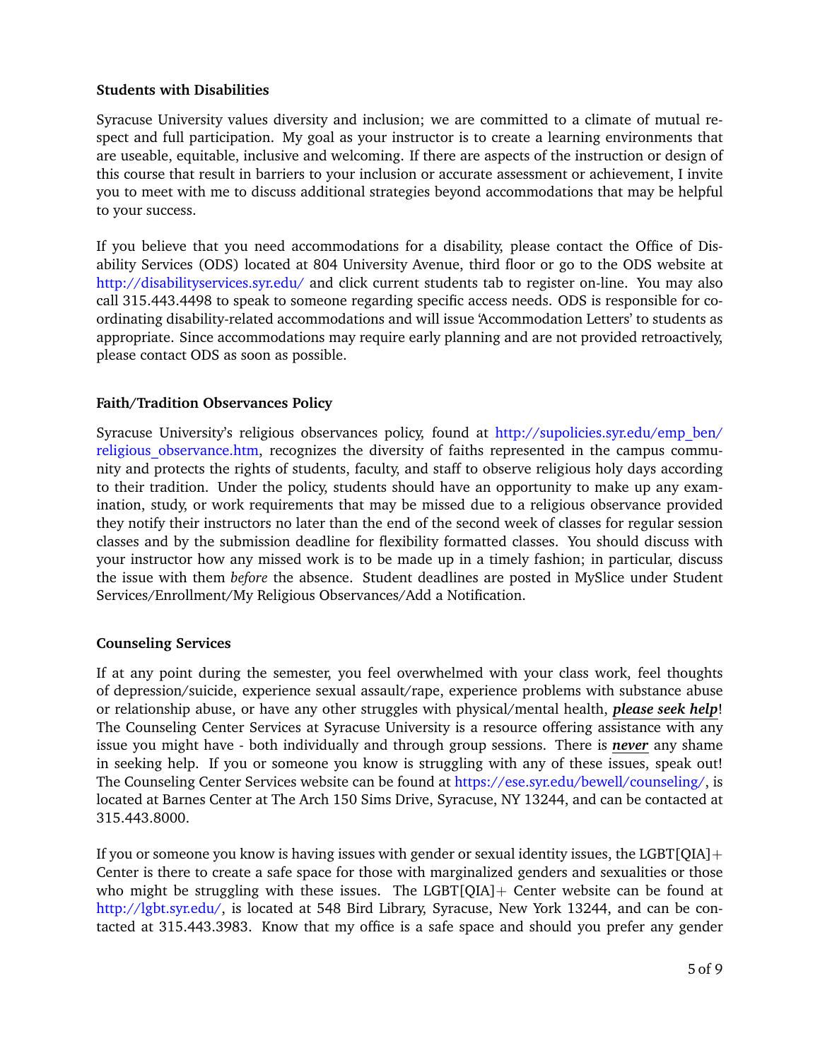**Students with Disabilities**

Syracuse University values diversity and inclusion; we are committed to a climate of mutual respect and full participation. My goal as your instructor is to create a learning environments that are useable, equitable, inclusive and welcoming. If there are aspects of the instruction or design of this course that result in barriers to your inclusion or accurate assessment or achievement, I invite you to meet with me to discuss additional strategies beyond accommodations that may be helpful to your success.

If you believe that you need accommodations for a disability, please contact the Office of Disability Services (ODS) located at 804 University Avenue, third floor or go to the ODS website at http://disabilityservices.syr.edu/ and click current students tab to register on-line. You may also call 315.443.4498 to speak to someone regarding specific access needs. ODS is responsible for coordinating disability-related accommodations and will issue 'Accommodation Letters' to students as appropriate. Since accommodations may require early planning and are not provided retroactively, please contact ODS as soon as possible.

**Faith/Tradition Observances Policy**

Syracuse University's religious observances policy, found at http://supolicies.syr.edu/emp_ben/religious_observance.htm, recognizes the diversity of faiths represented in the campus community and protects the rights of students, faculty, and staff to observe religious holy days according to their tradition. Under the policy, students should have an opportunity to make up any examination, study, or work requirements that may be missed due to a religious observance provided they notify their instructors no later than the end of the second week of classes for regular session classes and by the submission deadline for flexibility formatted classes. You should discuss with your instructor how any missed work is to be made up in a timely fashion; in particular, discuss the issue with them *before* the absence. Student deadlines are posted in MySlice under Student Services/Enrollment/My Religious Observances/Add a Notification.

**Counseling Services**

If at any point during the semester, you feel overwhelmed with your class work, feel thoughts of depression/suicide, experience sexual assault/rape, experience problems with substance abuse or relationship abuse, or have any other struggles with physical/mental health, ***please seek help***! The Counseling Center Services at Syracuse University is a resource offering assistance with any issue you might have - both individually and through group sessions. There is ***never*** any shame in seeking help. If you or someone you know is struggling with any of these issues, speak out! The Counseling Center Services website can be found at https://ese.syr.edu/bewell/counseling/, is located at Barnes Center at The Arch 150 Sims Drive, Syracuse, NY 13244, and can be contacted at 315.443.8000.

If you or someone you know is having issues with gender or sexual identity issues, the LGBT[QIA]+ Center is there to create a safe space for those with marginalized genders and sexualities or those who might be struggling with these issues. The LGBT[QIA]+ Center website can be found at http://lgbt.syr.edu/, is located at 548 Bird Library, Syracuse, New York 13244, and can be contacted at 315.443.3983. Know that my office is a safe space and should you prefer any gender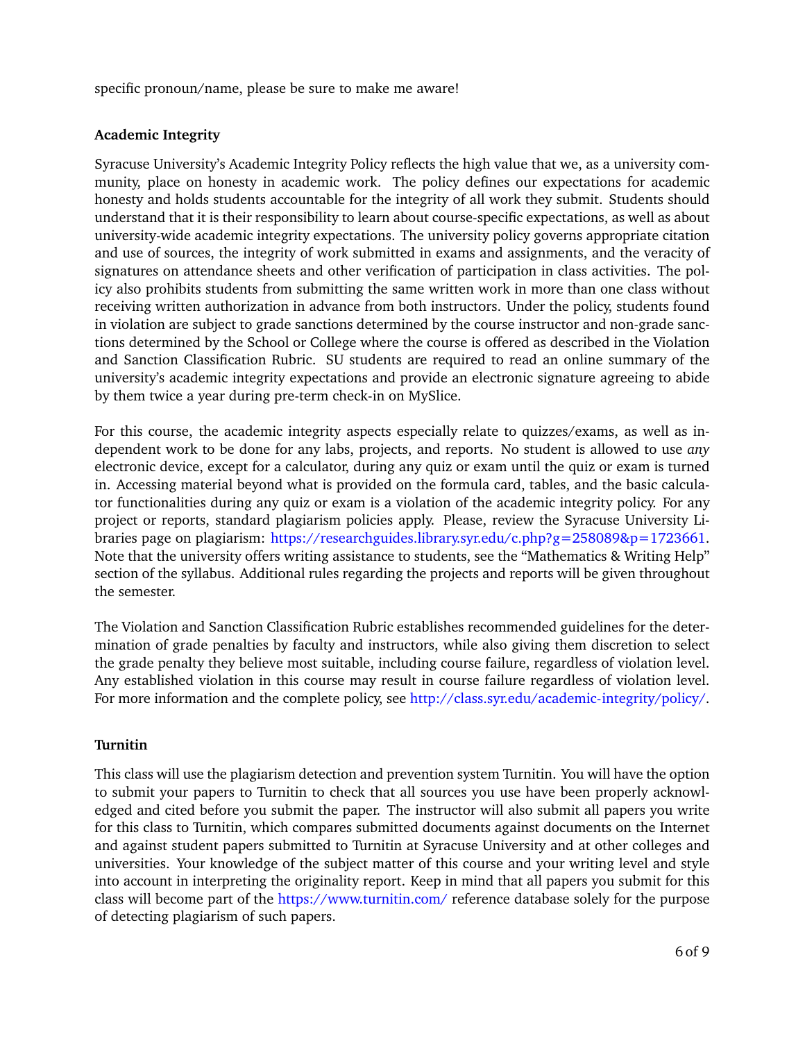specific pronoun/name, please be sure to make me aware!

**Academic Integrity**

Syracuse University's Academic Integrity Policy reflects the high value that we, as a university community, place on honesty in academic work. The policy defines our expectations for academic honesty and holds students accountable for the integrity of all work they submit. Students should understand that it is their responsibility to learn about course-specific expectations, as well as about university-wide academic integrity expectations. The university policy governs appropriate citation and use of sources, the integrity of work submitted in exams and assignments, and the veracity of signatures on attendance sheets and other verification of participation in class activities. The policy also prohibits students from submitting the same written work in more than one class without receiving written authorization in advance from both instructors. Under the policy, students found in violation are subject to grade sanctions determined by the course instructor and non-grade sanctions determined by the School or College where the course is offered as described in the Violation and Sanction Classification Rubric. SU students are required to read an online summary of the university's academic integrity expectations and provide an electronic signature agreeing to abide by them twice a year during pre-term check-in on MySlice.

For this course, the academic integrity aspects especially relate to quizzes/exams, as well as independent work to be done for any labs, projects, and reports. No student is allowed to use *any* electronic device, except for a calculator, during any quiz or exam until the quiz or exam is turned in. Accessing material beyond what is provided on the formula card, tables, and the basic calculator functionalities during any quiz or exam is a violation of the academic integrity policy. For any project or reports, standard plagiarism policies apply. Please, review the Syracuse University Libraries page on plagiarism: https://researchguides.library.syr.edu/c.php?g=258089&p=1723661. Note that the university offers writing assistance to students, see the "Mathematics & Writing Help" section of the syllabus. Additional rules regarding the projects and reports will be given throughout the semester.

The Violation and Sanction Classification Rubric establishes recommended guidelines for the determination of grade penalties by faculty and instructors, while also giving them discretion to select the grade penalty they believe most suitable, including course failure, regardless of violation level. Any established violation in this course may result in course failure regardless of violation level. For more information and the complete policy, see http://class.syr.edu/academic-integrity/policy/.

**Turnitin**

This class will use the plagiarism detection and prevention system Turnitin. You will have the option to submit your papers to Turnitin to check that all sources you use have been properly acknowledged and cited before you submit the paper. The instructor will also submit all papers you write for this class to Turnitin, which compares submitted documents against documents on the Internet and against student papers submitted to Turnitin at Syracuse University and at other colleges and universities. Your knowledge of the subject matter of this course and your writing level and style into account in interpreting the originality report. Keep in mind that all papers you submit for this class will become part of the https://www.turnitin.com/ reference database solely for the purpose of detecting plagiarism of such papers.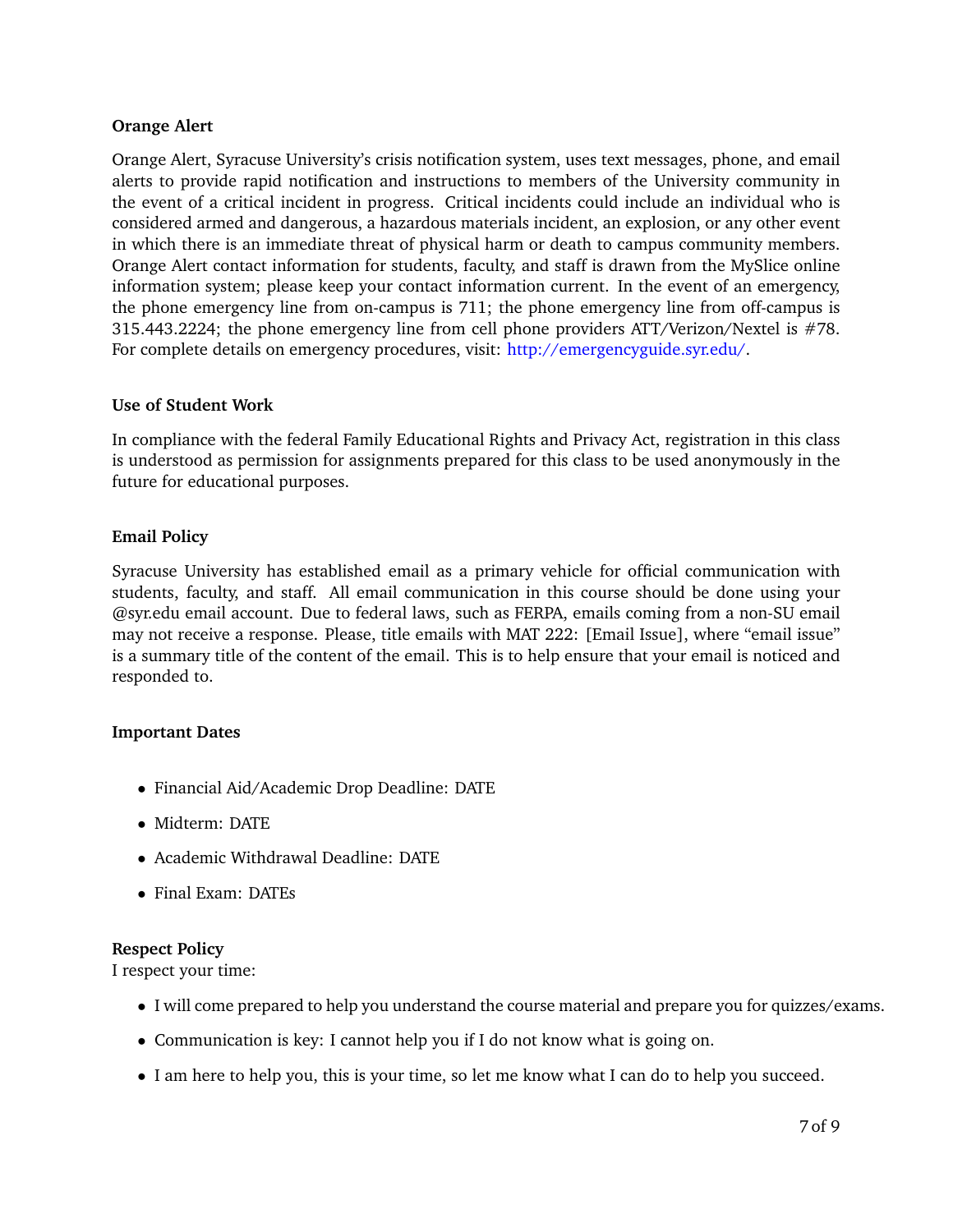**Orange Alert**

Orange Alert, Syracuse University's crisis notification system, uses text messages, phone, and email alerts to provide rapid notification and instructions to members of the University community in the event of a critical incident in progress. Critical incidents could include an individual who is considered armed and dangerous, a hazardous materials incident, an explosion, or any other event in which there is an immediate threat of physical harm or death to campus community members. Orange Alert contact information for students, faculty, and staff is drawn from the MySlice online information system; please keep your contact information current. In the event of an emergency, the phone emergency line from on-campus is 711; the phone emergency line from off-campus is 315.443.2224; the phone emergency line from cell phone providers ATT/Verizon/Nextel is #78. For complete details on emergency procedures, visit: http://emergencyguide.syr.edu/.

**Use of Student Work**

In compliance with the federal Family Educational Rights and Privacy Act, registration in this class is understood as permission for assignments prepared for this class to be used anonymously in the future for educational purposes.

**Email Policy**

Syracuse University has established email as a primary vehicle for official communication with students, faculty, and staff. All email communication in this course should be done using your @syr.edu email account. Due to federal laws, such as FERPA, emails coming from a non-SU email may not receive a response. Please, title emails with MAT 222: [Email Issue], where "email issue" is a summary title of the content of the email. This is to help ensure that your email is noticed and responded to.

**Important Dates**

- Financial Aid/Academic Drop Deadline: DATE
- Midterm: DATE
- Academic Withdrawal Deadline: DATE
- Final Exam: DATEs

**Respect Policy**

I respect your time:

- I will come prepared to help you understand the course material and prepare you for quizzes/exams.
- Communication is key: I cannot help you if I do not know what is going on.
- I am here to help you, this is your time, so let me know what I can do to help you succeed.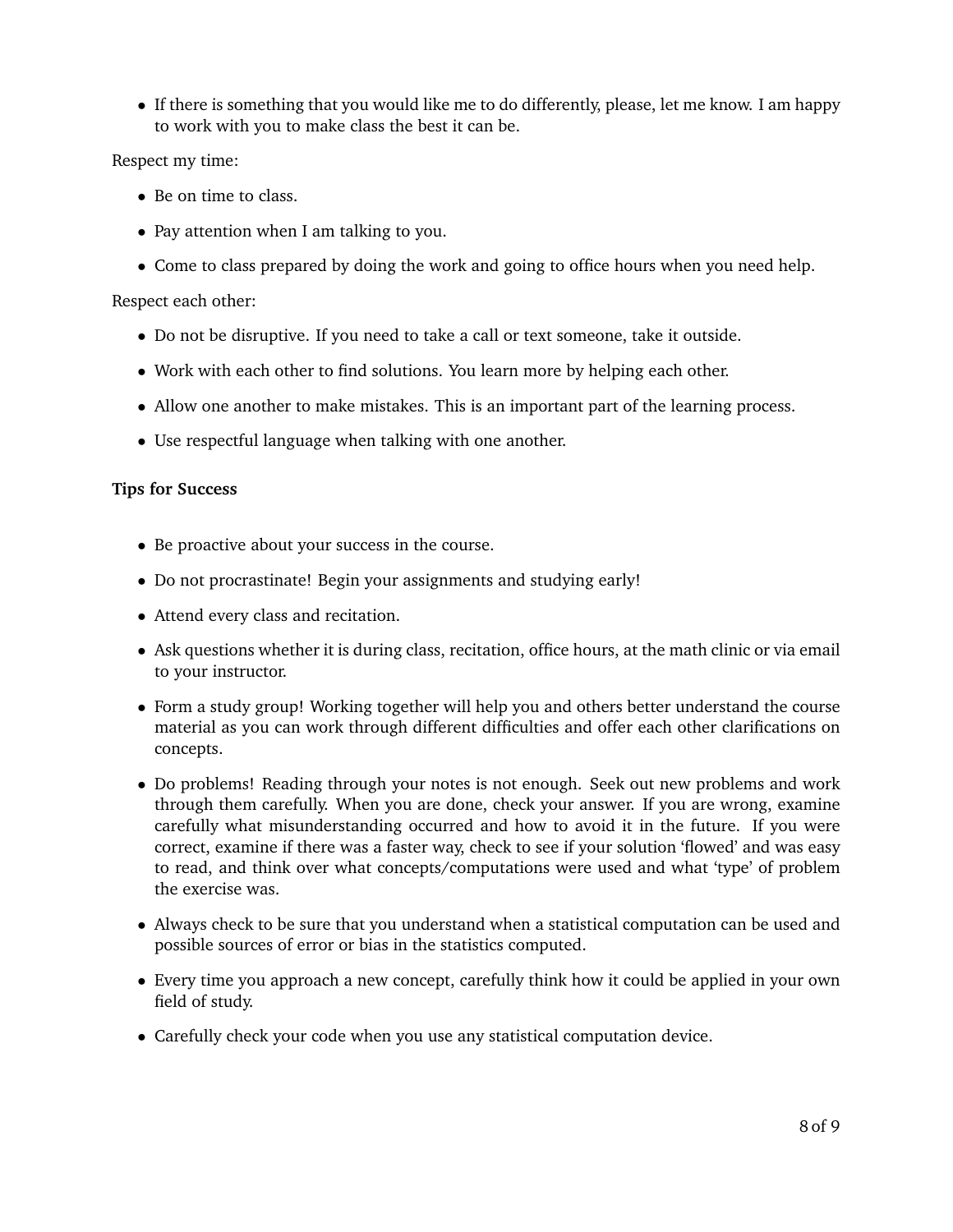- If there is something that you would like me to do differently, please, let me know. I am happy to work with you to make class the best it can be.

Respect my time:

- Be on time to class.
- Pay attention when I am talking to you.
- Come to class prepared by doing the work and going to office hours when you need help.

Respect each other:

- Do not be disruptive. If you need to take a call or text someone, take it outside.
- Work with each other to find solutions. You learn more by helping each other.
- Allow one another to make mistakes. This is an important part of the learning process.
- Use respectful language when talking with one another.

**Tips for Success**

- Be proactive about your success in the course.
- Do not procrastinate! Begin your assignments and studying early!
- Attend every class and recitation.
- Ask questions whether it is during class, recitation, office hours, at the math clinic or via email to your instructor.
- Form a study group! Working together will help you and others better understand the course material as you can work through different difficulties and offer each other clarifications on concepts.
- Do problems! Reading through your notes is not enough. Seek out new problems and work through them carefully. When you are done, check your answer. If you are wrong, examine carefully what misunderstanding occurred and how to avoid it in the future. If you were correct, examine if there was a faster way, check to see if your solution 'flowed' and was easy to read, and think over what concepts/computations were used and what 'type' of problem the exercise was.
- Always check to be sure that you understand when a statistical computation can be used and possible sources of error or bias in the statistics computed.
- Every time you approach a new concept, carefully think how it could be applied in your own field of study.
- Carefully check your code when you use any statistical computation device.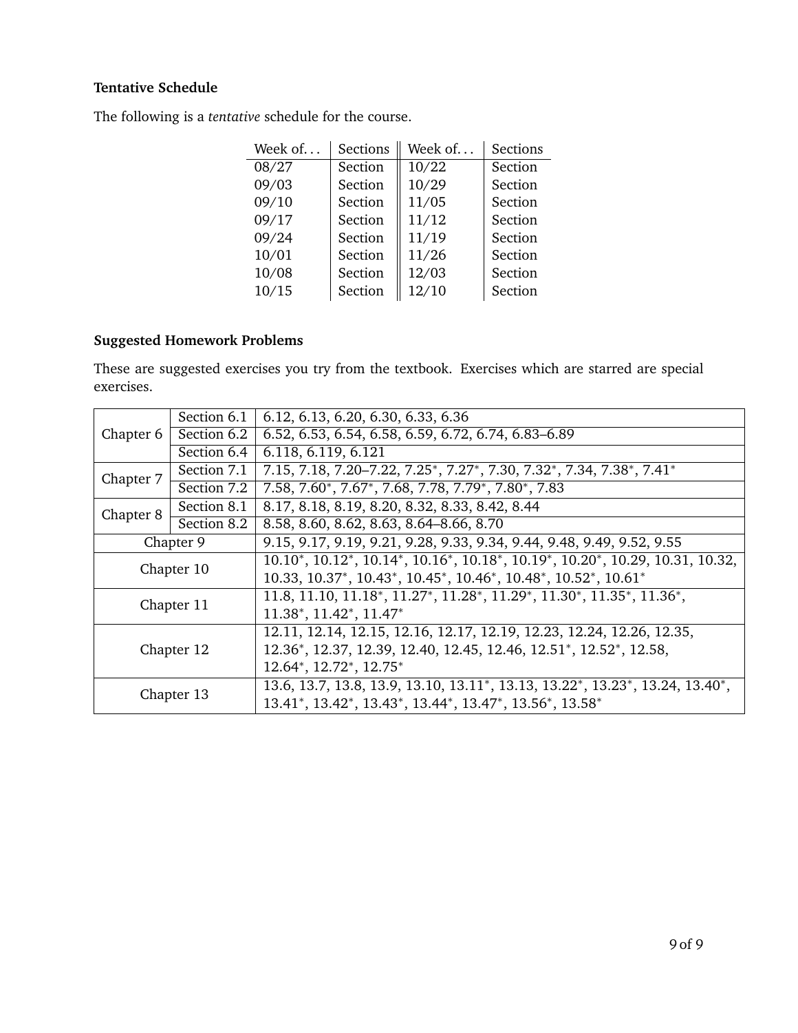**Tentative Schedule**

The following is a *tentative* schedule for the course.

| Week of... | Sections | Week of... | Sections |
|---|---|---|---|
| 08/27 | Section | 10/22 | Section |
| 09/03 | Section | 10/29 | Section |
| 09/10 | Section | 11/05 | Section |
| 09/17 | Section | 11/12 | Section |
| 09/24 | Section | 11/19 | Section |
| 10/01 | Section | 11/26 | Section |
| 10/08 | Section | 12/03 | Section |
| 10/15 | Section | 12/10 | Section |

**Suggested Homework Problems**

These are suggested exercises you try from the textbook. Exercises which are starred are special exercises.

| | | |
|---|---|---|
| Chapter 6 | Section 6.1 | 6.12, 6.13, 6.20, 6.30, 6.33, 6.36 |
| | Section 6.2 | 6.52, 6.53, 6.54, 6.58, 6.59, 6.72, 6.74, 6.83–6.89 |
| | Section 6.4 | 6.118, 6.119, 6.121 |
| Chapter 7 | Section 7.1 | 7.15, 7.18, 7.20–7.22, 7.25*, 7.27*, 7.30, 7.32*, 7.34, 7.38*, 7.41* |
| | Section 7.2 | 7.58, 7.60*, 7.67*, 7.68, 7.78, 7.79*, 7.80*, 7.83 |
| Chapter 8 | Section 8.1 | 8.17, 8.18, 8.19, 8.20, 8.32, 8.33, 8.42, 8.44 |
| | Section 8.2 | 8.58, 8.60, 8.62, 8.63, 8.64–8.66, 8.70 |
| Chapter 9 | | 9.15, 9.17, 9.19, 9.21, 9.28, 9.33, 9.34, 9.44, 9.48, 9.49, 9.52, 9.55 |
| Chapter 10 | | 10.10*, 10.12*, 10.14*, 10.16*, 10.18*, 10.19*, 10.20*, 10.29, 10.31, 10.32, 10.33, 10.37*, 10.43*, 10.45*, 10.46*, 10.48*, 10.52*, 10.61* |
| Chapter 11 | | 11.8, 11.10, 11.18*, 11.27*, 11.28*, 11.29*, 11.30*, 11.35*, 11.36*, 11.38*, 11.42*, 11.47* |
| Chapter 12 | | 12.11, 12.14, 12.15, 12.16, 12.17, 12.19, 12.23, 12.24, 12.26, 12.35, 12.36*, 12.37, 12.39, 12.40, 12.45, 12.46, 12.51*, 12.52*, 12.58, 12.64*, 12.72*, 12.75* |
| Chapter 13 | | 13.6, 13.7, 13.8, 13.9, 13.10, 13.11*, 13.13, 13.22*, 13.23*, 13.24, 13.40*, 13.41*, 13.42*, 13.43*, 13.44*, 13.47*, 13.56*, 13.58* |